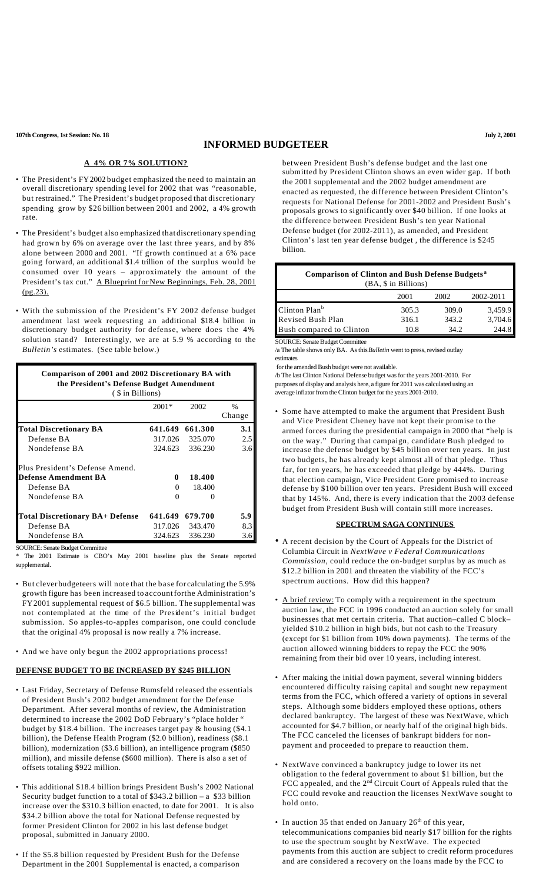# INFORMED BUDGETEER

## A 4% OR 7% SOLUTION?

- The President's FY2002 budget emphasized the need to maintain an overall discretionary spending level for 2002 that was "reasonable, but restrained." The President's budget proposed that discretionary spending grow by $26 billion between 2001 and 2002, a 4% growth rate.

- The President's budget also emphasized that discretionary spending had grown by 6% on average over the last three years, and by 8% alone between 2000 and 2001. "If growth continued at a 6% pace going forward, an additional $1.4 trillion of the surplus would be consumed over 10 years – approximately the amount of the President's tax cut." A Blueprint for New Beginnings, Feb. 28, 2001 (pg.23).

- With the submission of the President's FY 2002 defense budget amendment last week requesting an additional $18.4 billion in discretionary budget authority for defense, where does the 4% solution stand? Interestingly, we are at 5.9 % according to the *Bulletin's* estimates. (See table below.)

**Comparison of 2001 and 2002 Discretionary BA with the President's Defense Budget Amendment**
($ in Billions)

| | 2001* | 2002 | % Change |
|---|---|---|---|
| **Total Discretionary BA** | **641.649** | **661.300** | **3.1** |
| Defense BA | 317.026 | 325.070 | 2.5 |
| Nondefense BA | 324.623 | 336.230 | 3.6 |
| Plus President's Defense Amend. | | | |
| **Defense Amendment BA** | **0** | **18.400** | |
| Defense BA | 0 | 18.400 | |
| Nondefense BA | 0 | 0 | |
| **Total Discretionary BA+ Defense** | **641.649** | **679.700** | **5.9** |
| Defense BA | 317.026 | 343.470 | 8.3 |
| Nondefense BA | 324.623 | 336.230 | 3.6 |

SOURCE: Senate Budget Committee

\* The 2001 Estimate is CBO's May 2001 baseline plus the Senate reported supplemental.

- But clever budgeteers will note that the base for calculating the 5.9% growth figure has been increased to account for the Administration's FY2001 supplemental request of $6.5 billion. The supplemental was not contemplated at the time of the President's initial budget submission. So apples-to-apples comparison, one could conclude that the original 4% proposal is now really a 7% increase.

- And we have only begun the 2002 appropriations process!

## DEFENSE BUDGET TO BE INCREASED BY $245 BILLION

- Last Friday, Secretary of Defense Rumsfeld released the essentials of President Bush's 2002 budget amendment for the Defense Department. After several months of review, the Administration determined to increase the 2002 DoD February's "place holder " budget by $18.4 billion. The increases target pay & housing ($4.1 billion), the Defense Health Program ($2.0 billion), readiness ($8.1 billion), modernization ($3.6 billion), an intelligence program ($850 million), and missile defense ($600 million). There is also a set of offsets totaling $922 million.

- This additional $18.4 billion brings President Bush's 2002 National Security budget function to a total of $343.2 billion – a $33 billion increase over the $310.3 billion enacted, to date for 2001. It is also $34.2 billion above the total for National Defense requested by former President Clinton for 2002 in his last defense budget proposal, submitted in January 2000.

- If the $5.8 billion requested by President Bush for the Defense Department in the 2001 Supplemental is enacted, a comparison between President Bush's defense budget and the last one submitted by President Clinton shows an even wider gap. If both the 2001 supplemental and the 2002 budget amendment are enacted as requested, the difference between President Clinton's requests for National Defense for 2001-2002 and President Bush's proposals grows to significantly over $40 billion. If one looks at the difference between President Bush's ten year National Defense budget (for 2002-2011), as amended, and President Clinton's last ten year defense budget , the difference is $245 billion.

**Comparison of Clinton and Bush Defense Budgets[a]**
(BA, $ in Billions)

| | 2001 | 2002 | 2002-2011 |
|---|---|---|---|
| Clinton Plan[b] | 305.3 | 309.0 | 3,459.9 |
| Revised Bush Plan | 316.1 | 343.2 | 3,704.6 |
| Bush compared to Clinton | 10.8 | 34.2 | 244.8 |

SOURCE: Senate Budget Committee

/a The table shows only BA. As this *Bulletin* went to press, revised outlay estimates for the amended Bush budget were not available.

/b The last Clinton National Defense budget was for the years 2001-2010. For purposes of display and analysis here, a figure for 2011 was calculated using an average inflator from the Clinton budget for the years 2001-2010.

- Some have attempted to make the argument that President Bush and Vice President Cheney have not kept their promise to the armed forces during the presidential campaign in 2000 that "help is on the way." During that campaign, candidate Bush pledged to increase the defense budget by $45 billion over ten years. In just two budgets, he has already kept almost all of that pledge. Thus far, for ten years, he has exceeded that pledge by 444%. During that election campaign, Vice President Gore promised to increase defense by $100 billion over ten years. President Bush will exceed that by 145%. And, there is every indication that the 2003 defense budget from President Bush will contain still more increases.

## SPECTRUM SAGA CONTINUES

- A recent decision by the Court of Appeals for the District of Columbia Circuit in *NextWave v Federal Communications Commission*, could reduce the on-budget surplus by as much as $12.2 billion in 2001 and threaten the viability of the FCC's spectrum auctions. How did this happen?

- A brief review: To comply with a requirement in the spectrum auction law, the FCC in 1996 conducted an auction solely for small businesses that met certain criteria. That auction–called C block–yielded $10.2 billion in high bids, but not cash to the Treasury (except for $1 billion from 10% down payments). The terms of the auction allowed winning bidders to repay the FCC the 90% remaining from their bid over 10 years, including interest.

- After making the initial down payment, several winning bidders encountered difficulty raising capital and sought new repayment terms from the FCC, which offered a variety of options in several steps. Although some bidders employed these options, others declared bankruptcy. The largest of these was NextWave, which accounted for $4.7 billion, or nearly half of the original high bids. The FCC canceled the licenses of bankrupt bidders for non-payment and proceeded to prepare to reauction them.

- NextWave convinced a bankruptcy judge to lower its net obligation to the federal government to about $1 billion, but the FCC appealed, and the 2nd Circuit Court of Appeals ruled that the FCC could revoke and reauction the licenses NextWave sought to hold onto.

- In auction 35 that ended on January 26th of this year, telecommunications companies bid nearly $17 billion for the rights to use the spectrum sought by NextWave. The expected payments from this auction are subject to credit reform procedures and are considered a recovery on the loans made by the FCC to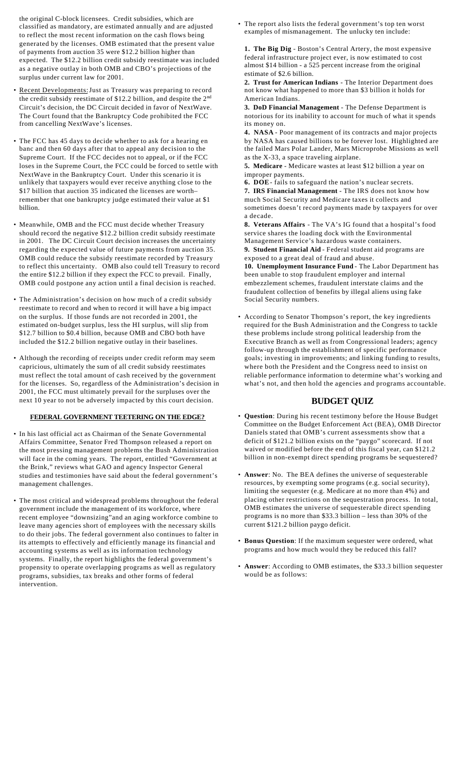the original C-block licensees. Credit subsidies, which are classified as mandatory, are estimated annually and are adjusted to reflect the most recent information on the cash flows being generated by the licenses. OMB estimated that the present value of payments from auction 35 were $12.2 billion higher than expected. The $12.2 billion credit subsidy reestimate was included as a negative outlay in both OMB and CBO's projections of the surplus under current law for 2001.

- Recent Developments: Just as Treasury was preparing to record the credit subsidy reestimate of $12.2 billion, and despite the 2nd Circuit's decision, the DC Circuit decided in favor of NextWave. The Court found that the Bankruptcy Code prohibited the FCC from cancelling NextWave's licenses.

- The FCC has 45 days to decide whether to ask for a hearing en banc and then 60 days after that to appeal any decision to the Supreme Court. If the FCC decides not to appeal, or if the FCC loses in the Supreme Court, the FCC could be forced to settle with NextWave in the Bankruptcy Court. Under this scenario it is unlikely that taxpayers would ever receive anything close to the $17 billion that auction 35 indicated the licenses are worth– remember that one bankruptcy judge estimated their value at $1 billion.

- Meanwhile, OMB and the FCC must decide whether Treasury should record the negative $12.2 billion credit subsidy reestimate in 2001. The DC Circuit Court decision increases the uncertainty regarding the expected value of future payments from auction 35. OMB could reduce the subsidy reestimate recorded by Treasury to reflect this uncertainty. OMB also could tell Treasury to record the entire $12.2 billion if they expect the FCC to prevail. Finally, OMB could postpone any action until a final decision is reached.

- The Administration's decision on how much of a credit subsidy reestimate to record and when to record it will have a big impact on the surplus. If those funds are not recorded in 2001, the estimated on-budget surplus, less the HI surplus, will slip from $12.7 billion to $0.4 billion, because OMB and CBO both have included the $12.2 billion negative outlay in their baselines.

- Although the recording of receipts under credit reform may seem capricious, ultimately the sum of all credit subsidy reestimates must reflect the total amount of cash received by the government for the licenses. So, regardless of the Administration's decision in 2001, the FCC must ultimately prevail for the surpluses over the next 10 year to not be adversely impacted by this court decision.

**FEDERAL GOVERNMENT TEETERING ON THE EDGE?**

- In his last official act as Chairman of the Senate Governmental Affairs Committee, Senator Fred Thompson released a report on the most pressing management problems the Bush Administration will face in the coming years. The report, entitled "Government at the Brink," reviews what GAO and agency Inspector General studies and testimonies have said about the federal government's management challenges.

- The most critical and widespread problems throughout the federal government include the management of its workforce, where recent employee "downsizing"and an aging workforce combine to leave many agencies short of employees with the necessary skills to do their jobs. The federal government also continues to falter in its attempts to effectively and efficiently manage its financial and accounting systems as well as its information technology systems. Finally, the report highlights the federal government's propensity to operate overlapping programs as well as regulatory programs, subsidies, tax breaks and other forms of federal intervention.

- The report also lists the federal government's top ten worst examples of mismanagement. The unlucky ten include:

  **1. The Big Dig** - Boston's Central Artery, the most expensive federal infrastructure project ever, is now estimated to cost almost $14 billion - a 525 percent increase from the original estimate of $2.6 billion.
  **2. Trust for American Indians** - The Interior Department does not know what happened to more than $3 billion it holds for American Indians.
  **3. DoD Financial Management** - The Defense Department is notorious for its inability to account for much of what it spends its money on.
  **4. NASA** - Poor management of its contracts and major projects by NASA has caused billions to be forever lost. Highlighted are the failed Mars Polar Lander, Mars Microprobe Missions as well as the X-33, a space traveling airplane.
  **5. Medicare** - Medicare wastes at least $12 billion a year on improper payments.
  **6. DOE** - fails to safeguard the nation's nuclear secrets.
  **7. IRS Financial Management** - The IRS does not know how much Social Security and Medicare taxes it collects and sometimes doesn't record payments made by taxpayers for over a decade.
  **8. Veterans Affairs** - The VA's IG found that a hospital's food service shares the loading dock with the Environmental Management Service's hazardous waste containers.
  **9. Student Financial Aid** - Federal student aid programs are exposed to a great deal of fraud and abuse.
  **10. Unemployment Insurance Fund** - The Labor Department has been unable to stop fraudulent employer and internal embezzlement schemes, fraudulent interstate claims and the fraudulent collection of benefits by illegal aliens using fake Social Security numbers.

- According to Senator Thompson's report, the key ingredients required for the Bush Administration and the Congress to tackle these problems include strong political leadership from the Executive Branch as well as from Congressional leaders; agency follow-up through the establishment of specific performance goals; investing in improvements; and linking funding to results, where both the President and the Congress need to insist on reliable performance information to determine what's working and what's not, and then hold the agencies and programs accountable.

## BUDGET QUIZ

- **Question**: During his recent testimony before the House Budget Committee on the Budget Enforcement Act (BEA), OMB Director Daniels stated that OMB's current assessments show that a deficit of $121.2 billion exists on the "paygo" scorecard. If not waived or modified before the end of this fiscal year, can $121.2 billion in non-exempt direct spending programs be sequestered?

- **Answer**: No. The BEA defines the universe of sequesterable resources, by exempting some programs (e.g. social security), limiting the sequester (e.g. Medicare at no more than 4%) and placing other restrictions on the sequestration process. In total, OMB estimates the universe of sequesterable direct spending programs is no more than $33.3 billion – less than 30% of the current $121.2 billion paygo deficit.

- **Bonus Question**: If the maximum sequester were ordered, what programs and how much would they be reduced this fall?

- **Answer**: According to OMB estimates, the $33.3 billion sequester would be as follows: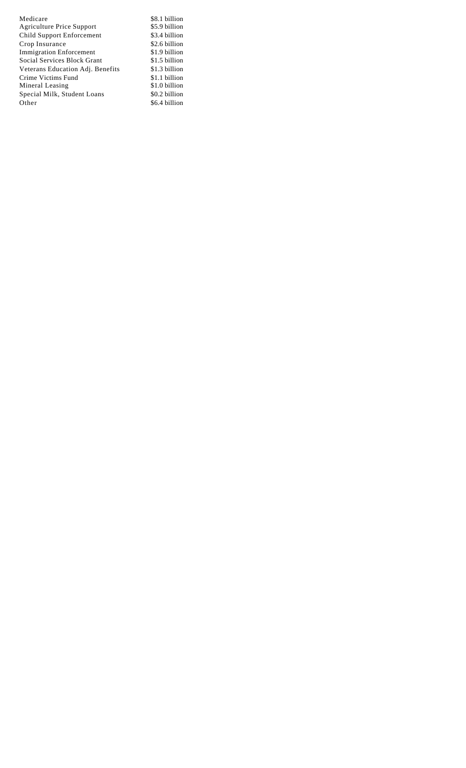| | |
|---|---|
| Medicare | $8.1 billion |
| Agriculture Price Support | $5.9 billion |
| Child Support Enforcement | $3.4 billion |
| Crop Insurance | $2.6 billion |
| Immigration Enforcement | $1.9 billion |
| Social Services Block Grant | $1.5 billion |
| Veterans Education Adj. Benefits | $1.3 billion |
| Crime Victims Fund | $1.1 billion |
| Mineral Leasing | $1.0 billion |
| Special Milk, Student Loans | $0.2 billion |
| Other | $6.4 billion |